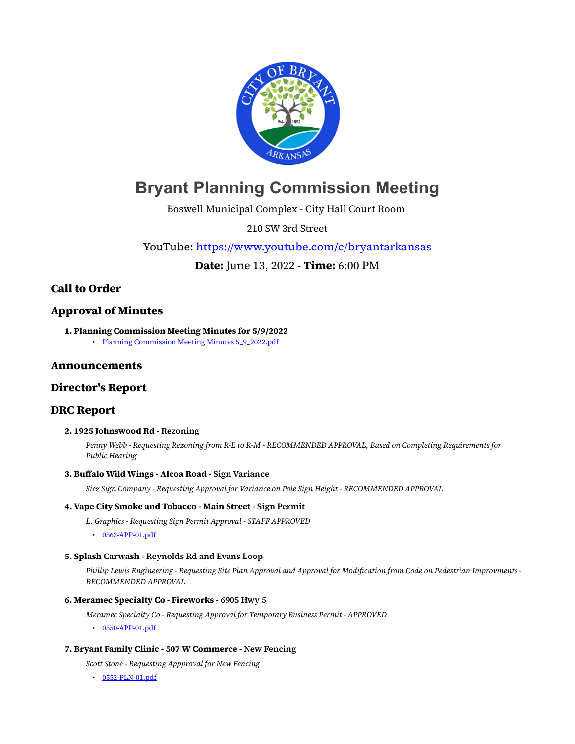# Bryant Planning Commission Meeting

Boswell Municipal Complex - City Hall Court Room

210 SW 3rd Street

YouTube: https://www.youtube.com/c/bryantarkansas

**Date:** June 13, 2022 - **Time:** 6:00 PM

## Call to Order

## Approval of Minutes

1. **Planning Commission Meeting Minutes for 5/9/2022**
    - Planning Commission Meeting Minutes 5_9_2022.pdf

## Announcements

## Director's Report

## DRC Report

2. **1925 Johnswood Rd** - Rezoning

    *Penny Webb - Requesting Rezoning from R-E to R-M - RECOMMENDED APPROVAL, Based on Completing Requirements for Public Hearing*

3. **Buffalo Wild Wings - Alcoa Road** - Sign Variance

    *Siez Sign Company - Requesting Approval for Variance on Pole Sign Height - RECOMMENDED APPROVAL*

4. **Vape City Smoke and Tobacco - Main Street** - Sign Permit

    *L. Graphics - Requesting Sign Permit Approval - STAFF APPROVED*

    - 0562-APP-01.pdf

5. **Splash Carwash** - Reynolds Rd and Evans Loop

    *Phillip Lewis Engineering - Requesting Site Plan Approval and Approval for Modification from Code on Pedestrian Improvments - RECOMMENDED APPROVAL*

6. **Meramec Specialty Co - Fireworks** - 6905 Hwy 5

    *Meramec Specialty Co - Requesting Approval for Temporary Business Permit - APPROVED*

    - 0550-APP-01.pdf

7. **Bryant Family Clinic - 507 W Commerce** - New Fencing

    *Scott Stone - Requesting Appproval for New Fencing*

    - 0552-PLN-01.pdf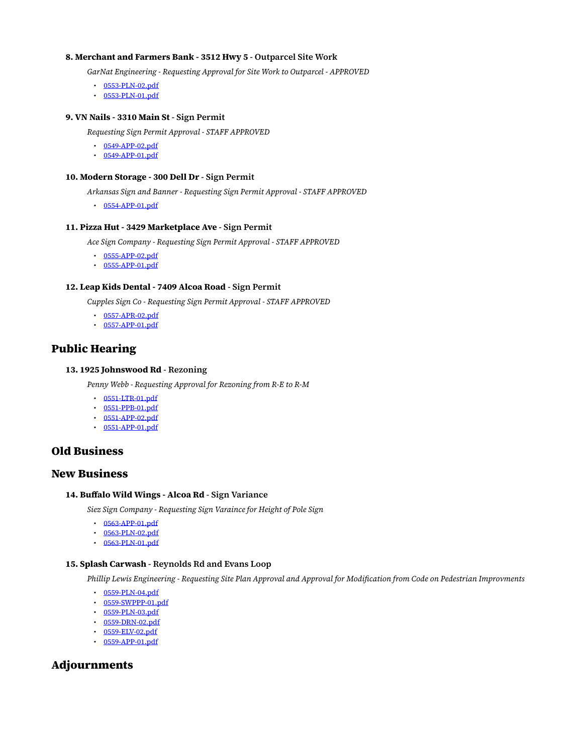#### 8. Merchant and Farmers Bank - 3512 Hwy 5 - Outparcel Site Work

*GarNat Engineering - Requesting Approval for Site Work to Outparcel - APPROVED*

- 0553-PLN-02.pdf
- 0553-PLN-01.pdf

#### 9. VN Nails - 3310 Main St - Sign Permit

*Requesting Sign Permit Approval - STAFF APPROVED*

- 0549-APP-02.pdf
- 0549-APP-01.pdf

#### 10. Modern Storage - 300 Dell Dr - Sign Permit

*Arkansas Sign and Banner - Requesting Sign Permit Approval - STAFF APPROVED*

- 0554-APP-01.pdf

#### 11. Pizza Hut - 3429 Marketplace Ave - Sign Permit

*Ace Sign Company - Requesting Sign Permit Approval - STAFF APPROVED*

- 0555-APP-02.pdf
- 0555-APP-01.pdf

#### 12. Leap Kids Dental - 7409 Alcoa Road - Sign Permit

*Cupples Sign Co - Requesting Sign Permit Approval - STAFF APPROVED*

- 0557-APR-02.pdf
- 0557-APP-01.pdf

## Public Hearing

#### 13. 1925 Johnswood Rd - Rezoning

*Penny Webb - Requesting Approval for Rezoning from R-E to R-M*

- 0551-LTR-01.pdf
- 0551-PPB-01.pdf
- 0551-APP-02.pdf
- 0551-APP-01.pdf

## Old Business

## New Business

#### 14. Buffalo Wild Wings - Alcoa Rd - Sign Variance

*Siez Sign Company - Requesting Sign Varaince for Height of Pole Sign*

- 0563-APP-01.pdf
- 0563-PLN-02.pdf
- 0563-PLN-01.pdf

#### 15. Splash Carwash - Reynolds Rd and Evans Loop

*Phillip Lewis Engineering - Requesting Site Plan Approval and Approval for Modification from Code on Pedestrian Improvments*

- 0559-PLN-04.pdf
- 0559-SWPPP-01.pdf
- 0559-PLN-03.pdf
- 0559-DRN-02.pdf
- 0559-ELV-02.pdf
- 0559-APP-01.pdf

## Adjournments